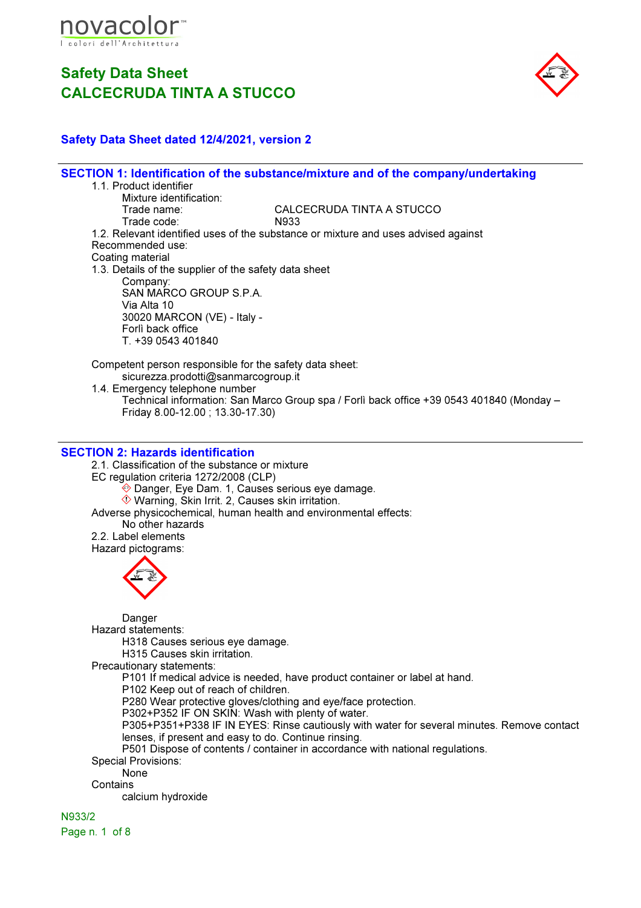novacolor™
I colori dell'Architettura

# Safety Data Sheet
# CALCECRUDA TINTA A STUCCO

**Safety Data Sheet dated 12/4/2021, version 2**

## SECTION 1: Identification of the substance/mixture and of the company/undertaking

1.1. Product identifier

Mixture identification:

Trade name: CALCECRUDA TINTA A STUCCO

Trade code: N933

1.2. Relevant identified uses of the substance or mixture and uses advised against

Recommended use:

Coating material

1.3. Details of the supplier of the safety data sheet

Company:
SAN MARCO GROUP S.P.A.
Via Alta 10
30020 MARCON (VE) - Italy -
Forlì back office
T. +39 0543 401840

Competent person responsible for the safety data sheet:
sicurezza.prodotti@sanmarcogroup.it

1.4. Emergency telephone number

Technical information: San Marco Group spa / Forlì back office +39 0543 401840 (Monday – Friday 8.00-12.00 ; 13.30-17.30)

## SECTION 2: Hazards identification

2.1. Classification of the substance or mixture

EC regulation criteria 1272/2008 (CLP)

- Danger, Eye Dam. 1, Causes serious eye damage.
- Warning, Skin Irrit. 2, Causes skin irritation.

Adverse physicochemical, human health and environmental effects:

No other hazards

2.2. Label elements

Hazard pictograms:

Danger

Hazard statements:

H318 Causes serious eye damage.
H315 Causes skin irritation.

Precautionary statements:

P101 If medical advice is needed, have product container or label at hand.
P102 Keep out of reach of children.
P280 Wear protective gloves/clothing and eye/face protection.
P302+P352 IF ON SKIN: Wash with plenty of water.
P305+P351+P338 IF IN EYES: Rinse cautiously with water for several minutes. Remove contact lenses, if present and easy to do. Continue rinsing.
P501 Dispose of contents / container in accordance with national regulations.

Special Provisions:

None

Contains

calcium hydroxide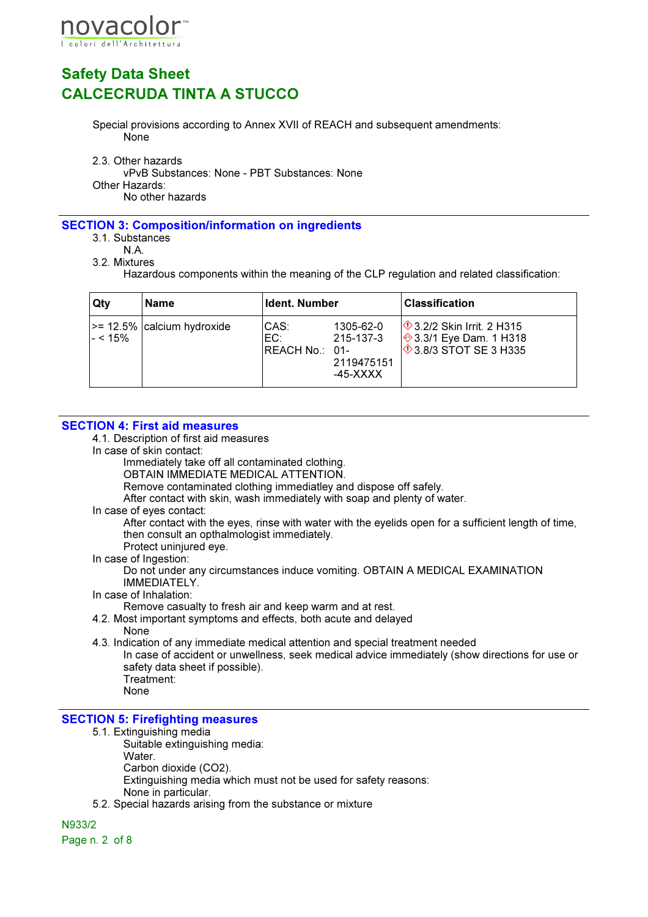Special provisions according to Annex XVII of REACH and subsequent amendments:

None

2.3. Other hazards

vPvB Substances: None - PBT Substances: None

Other Hazards:

No other hazards

## SECTION 3: Composition/information on ingredients

3.1. Substances

N.A.

3.2. Mixtures

Hazardous components within the meaning of the CLP regulation and related classification:

| Qty | Name | Ident. Number | Classification |
|---|---|---|---|
| >= 12.5% - < 15% | calcium hydroxide | CAS: 1305-62-0<br>EC: 215-137-3<br>REACH No.: 01-2119475151-45-XXXX | 3.2/2 Skin Irrit. 2 H315<br>3.3/1 Eye Dam. 1 H318<br>3.8/3 STOT SE 3 H335 |

## SECTION 4: First aid measures

4.1. Description of first aid measures

In case of skin contact:

Immediately take off all contaminated clothing.
OBTAIN IMMEDIATE MEDICAL ATTENTION.
Remove contaminated clothing immediatley and dispose off safely.
After contact with skin, wash immediately with soap and plenty of water.

In case of eyes contact:

After contact with the eyes, rinse with water with the eyelids open for a sufficient length of time, then consult an opthalmologist immediately.
Protect uninjured eye.

In case of Ingestion:

Do not under any circumstances induce vomiting. OBTAIN A MEDICAL EXAMINATION IMMEDIATELY.

In case of Inhalation:

Remove casualty to fresh air and keep warm and at rest.

4.2. Most important symptoms and effects, both acute and delayed

None

4.3. Indication of any immediate medical attention and special treatment needed

In case of accident or unwellness, seek medical advice immediately (show directions for use or safety data sheet if possible).
Treatment:
None

## SECTION 5: Firefighting measures

5.1. Extinguishing media

Suitable extinguishing media:
Water.
Carbon dioxide ($CO_2$).
Extinguishing media which must not be used for safety reasons:
None in particular.

5.2. Special hazards arising from the substance or mixture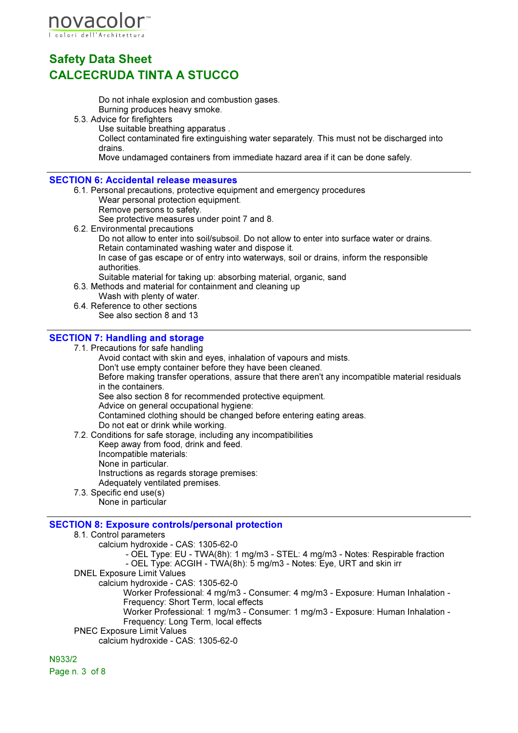Do not inhale explosion and combustion gases.
Burning produces heavy smoke.

5.3. Advice for firefighters

Use suitable breathing apparatus .
Collect contaminated fire extinguishing water separately. This must not be discharged into drains.
Move undamaged containers from immediate hazard area if it can be done safely.

## SECTION 6: Accidental release measures

6.1. Personal precautions, protective equipment and emergency procedures

Wear personal protection equipment.
Remove persons to safety.
See protective measures under point 7 and 8.

6.2. Environmental precautions

Do not allow to enter into soil/subsoil. Do not allow to enter into surface water or drains.
Retain contaminated washing water and dispose it.
In case of gas escape or of entry into waterways, soil or drains, inform the responsible authorities.
Suitable material for taking up: absorbing material, organic, sand

6.3. Methods and material for containment and cleaning up

Wash with plenty of water.

6.4. Reference to other sections

See also section 8 and 13

## SECTION 7: Handling and storage

7.1. Precautions for safe handling

Avoid contact with skin and eyes, inhalation of vapours and mists.
Don't use empty container before they have been cleaned.
Before making transfer operations, assure that there aren't any incompatible material residuals in the containers.
See also section 8 for recommended protective equipment.
Advice on general occupational hygiene:
Contamined clothing should be changed before entering eating areas.
Do not eat or drink while working.

7.2. Conditions for safe storage, including any incompatibilities

Keep away from food, drink and feed.
Incompatible materials:
None in particular.
Instructions as regards storage premises:
Adequately ventilated premises.

7.3. Specific end use(s)

None in particular

## SECTION 8: Exposure controls/personal protection

8.1. Control parameters

calcium hydroxide - CAS: 1305-62-0

- OEL Type: EU - TWA(8h): 1 mg/m3 - STEL: 4 mg/m3 - Notes: Respirable fraction
- OEL Type: ACGIH - TWA(8h): 5 mg/m3 - Notes: Eye, URT and skin irr

DNEL Exposure Limit Values

calcium hydroxide - CAS: 1305-62-0

Worker Professional: 4 mg/m3 - Consumer: 4 mg/m3 - Exposure: Human Inhalation - Frequency: Short Term, local effects
Worker Professional: 1 mg/m3 - Consumer: 1 mg/m3 - Exposure: Human Inhalation - Frequency: Long Term, local effects

PNEC Exposure Limit Values

calcium hydroxide - CAS: 1305-62-0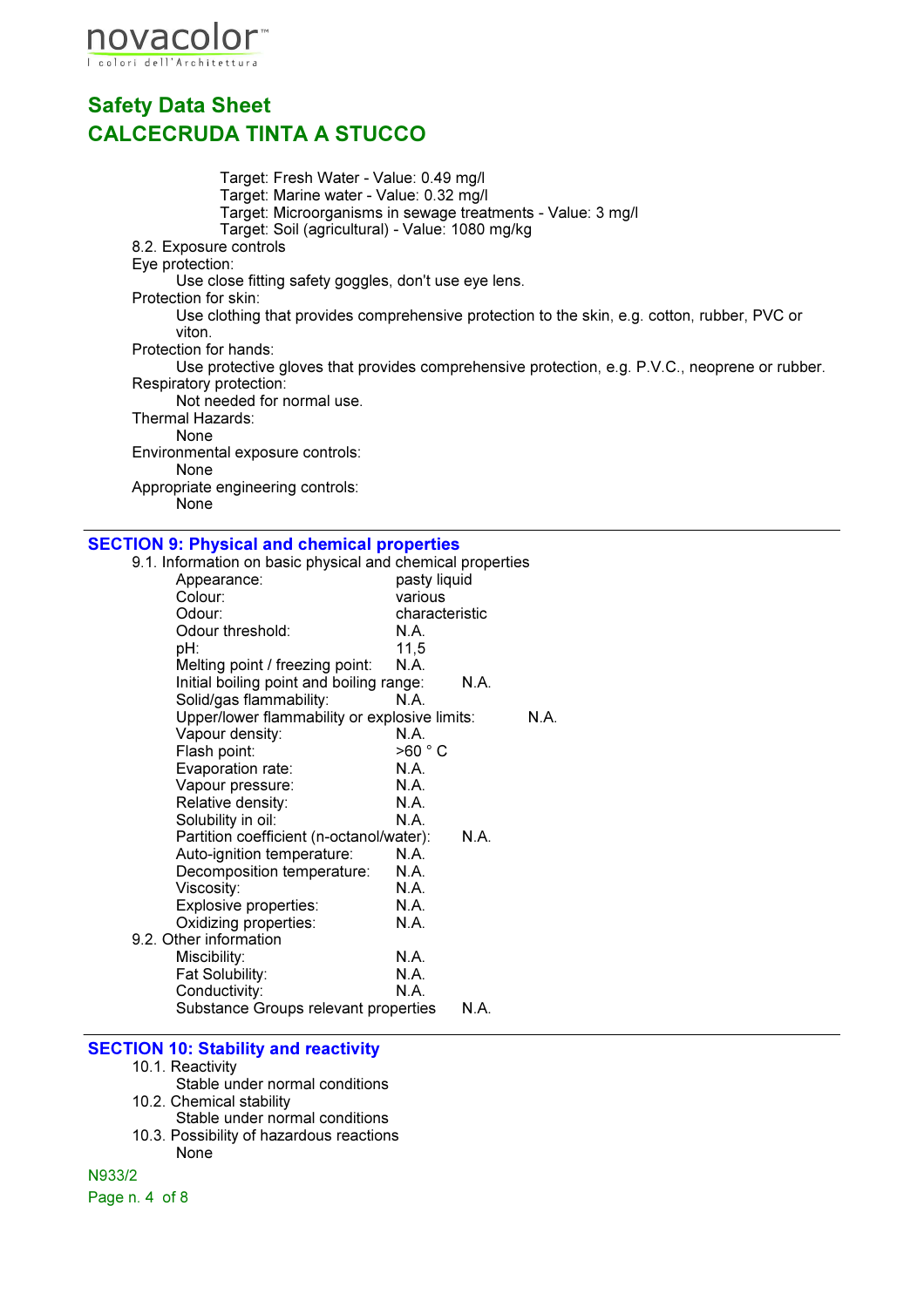Target: Fresh Water - Value: 0.49 mg/l
Target: Marine water - Value: 0.32 mg/l
Target: Microorganisms in sewage treatments - Value: 3 mg/l
Target: Soil (agricultural) - Value: 1080 mg/kg

8.2. Exposure controls

Eye protection:
Use close fitting safety goggles, don't use eye lens.

Protection for skin:
Use clothing that provides comprehensive protection to the skin, e.g. cotton, rubber, PVC or viton.

Protection for hands:
Use protective gloves that provides comprehensive protection, e.g. P.V.C., neoprene or rubber.

Respiratory protection:
Not needed for normal use.

Thermal Hazards:
None

Environmental exposure controls:
None

Appropriate engineering controls:
None

## SECTION 9: Physical and chemical properties

9.1. Information on basic physical and chemical properties

| Property | Value |
|---|---|
| Appearance: | pasty liquid |
| Colour: | various |
| Odour: | characteristic |
| Odour threshold: | N.A. |
| pH: | 11,5 |
| Melting point / freezing point: | N.A. |
| Initial boiling point and boiling range: | N.A. |
| Solid/gas flammability: | N.A. |
| Upper/lower flammability or explosive limits: | N.A. |
| Vapour density: | N.A. |
| Flash point: | >60 ° C |
| Evaporation rate: | N.A. |
| Vapour pressure: | N.A. |
| Relative density: | N.A. |
| Solubility in oil: | N.A. |
| Partition coefficient (n-octanol/water): | N.A. |
| Auto-ignition temperature: | N.A. |
| Decomposition temperature: | N.A. |
| Viscosity: | N.A. |
| Explosive properties: | N.A. |
| Oxidizing properties: | N.A. |

9.2. Other information

| Property | Value |
|---|---|
| Miscibility: | N.A. |
| Fat Solubility: | N.A. |
| Conductivity: | N.A. |
| Substance Groups relevant properties | N.A. |

## SECTION 10: Stability and reactivity

10.1. Reactivity
Stable under normal conditions

10.2. Chemical stability
Stable under normal conditions

10.3. Possibility of hazardous reactions
None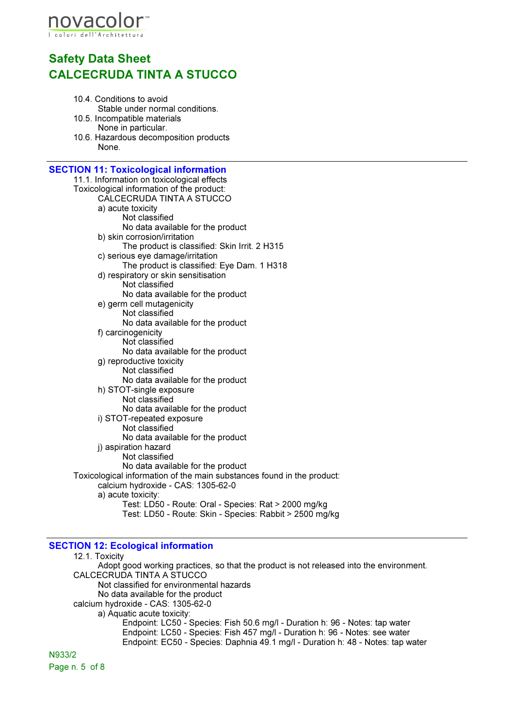10.4. Conditions to avoid

Stable under normal conditions.

10.5. Incompatible materials

None in particular.

10.6. Hazardous decomposition products

None.

---

## SECTION 11: Toxicological information

11.1. Information on toxicological effects

Toxicological information of the product:

CALCECRUDA TINTA A STUCCO

a) acute toxicity
- Not classified
- No data available for the product

b) skin corrosion/irritation
- The product is classified: Skin Irrit. 2 H315

c) serious eye damage/irritation
- The product is classified: Eye Dam. 1 H318

d) respiratory or skin sensitisation
- Not classified
- No data available for the product

e) germ cell mutagenicity
- Not classified
- No data available for the product

f) carcinogenicity
- Not classified
- No data available for the product

g) reproductive toxicity
- Not classified
- No data available for the product

h) STOT-single exposure
- Not classified
- No data available for the product

i) STOT-repeated exposure
- Not classified
- No data available for the product

j) aspiration hazard
- Not classified
- No data available for the product

Toxicological information of the main substances found in the product:

calcium hydroxide - CAS: 1305-62-0

a) acute toxicity:
- Test: LD50 - Route: Oral - Species: Rat > 2000 mg/kg
- Test: LD50 - Route: Skin - Species: Rabbit > 2500 mg/kg

---

## SECTION 12: Ecological information

12.1. Toxicity

Adopt good working practices, so that the product is not released into the environment.

CALCECRUDA TINTA A STUCCO
- Not classified for environmental hazards
- No data available for the product

calcium hydroxide - CAS: 1305-62-0

a) Aquatic acute toxicity:
- Endpoint: LC50 - Species: Fish 50.6 mg/l - Duration h: 96 - Notes: tap water
- Endpoint: LC50 - Species: Fish 457 mg/l - Duration h: 96 - Notes: see water
- Endpoint: EC50 - Species: Daphnia 49.1 mg/l - Duration h: 48 - Notes: tap water

N933/2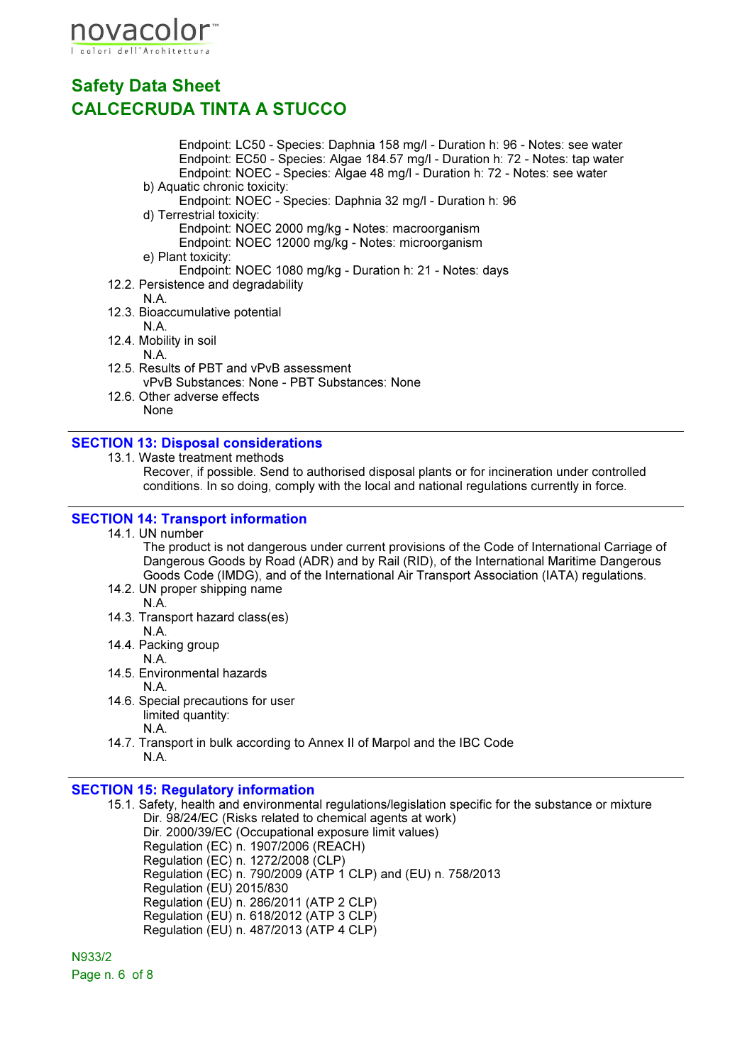Endpoint: LC50 - Species: Daphnia 158 mg/l - Duration h: 96 - Notes: see water
Endpoint: EC50 - Species: Algae 184.57 mg/l - Duration h: 72 - Notes: tap water
Endpoint: NOEC - Species: Algae 48 mg/l - Duration h: 72 - Notes: see water

b) Aquatic chronic toxicity:
Endpoint: NOEC - Species: Daphnia 32 mg/l - Duration h: 96

d) Terrestrial toxicity:
Endpoint: NOEC 2000 mg/kg - Notes: macroorganism
Endpoint: NOEC 12000 mg/kg - Notes: microorganism

e) Plant toxicity:
Endpoint: NOEC 1080 mg/kg - Duration h: 21 - Notes: days

12.2. Persistence and degradability
N.A.

12.3. Bioaccumulative potential
N.A.

12.4. Mobility in soil
N.A.

12.5. Results of PBT and vPvB assessment
vPvB Substances: None - PBT Substances: None

12.6. Other adverse effects
None

## SECTION 13: Disposal considerations

13.1. Waste treatment methods
Recover, if possible. Send to authorised disposal plants or for incineration under controlled conditions. In so doing, comply with the local and national regulations currently in force.

## SECTION 14: Transport information

14.1. UN number
The product is not dangerous under current provisions of the Code of International Carriage of Dangerous Goods by Road (ADR) and by Rail (RID), of the International Maritime Dangerous Goods Code (IMDG), and of the International Air Transport Association (IATA) regulations.

14.2. UN proper shipping name
N.A.

14.3. Transport hazard class(es)
N.A.

14.4. Packing group
N.A.

14.5. Environmental hazards
N.A.

14.6. Special precautions for user
limited quantity:
N.A.

14.7. Transport in bulk according to Annex II of Marpol and the IBC Code
N.A.

## SECTION 15: Regulatory information

15.1. Safety, health and environmental regulations/legislation specific for the substance or mixture
Dir. 98/24/EC (Risks related to chemical agents at work)
Dir. 2000/39/EC (Occupational exposure limit values)
Regulation (EC) n. 1907/2006 (REACH)
Regulation (EC) n. 1272/2008 (CLP)
Regulation (EC) n. 790/2009 (ATP 1 CLP) and (EU) n. 758/2013
Regulation (EU) 2015/830
Regulation (EU) n. 286/2011 (ATP 2 CLP)
Regulation (EU) n. 618/2012 (ATP 3 CLP)
Regulation (EU) n. 487/2013 (ATP 4 CLP)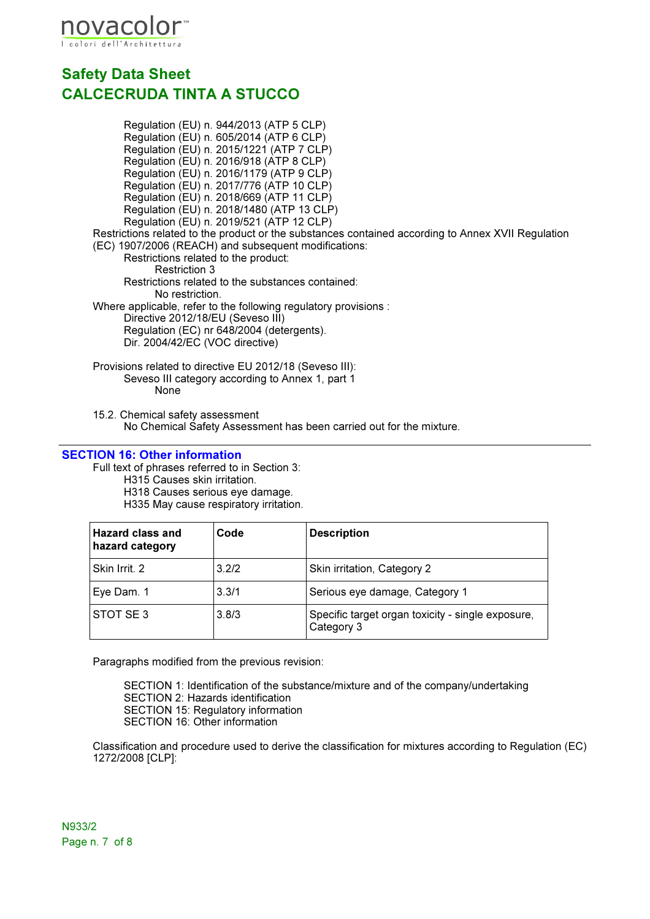Regulation (EU) n. 944/2013 (ATP 5 CLP)
Regulation (EU) n. 605/2014 (ATP 6 CLP)
Regulation (EU) n. 2015/1221 (ATP 7 CLP)
Regulation (EU) n. 2016/918 (ATP 8 CLP)
Regulation (EU) n. 2016/1179 (ATP 9 CLP)
Regulation (EU) n. 2017/776 (ATP 10 CLP)
Regulation (EU) n. 2018/669 (ATP 11 CLP)
Regulation (EU) n. 2018/1480 (ATP 13 CLP)
Regulation (EU) n. 2019/521 (ATP 12 CLP)

Restrictions related to the product or the substances contained according to Annex XVII Regulation (EC) 1907/2006 (REACH) and subsequent modifications:

Restrictions related to the product:
Restriction 3

Restrictions related to the substances contained:
No restriction.

Where applicable, refer to the following regulatory provisions :
Directive 2012/18/EU (Seveso III)
Regulation (EC) nr 648/2004 (detergents).
Dir. 2004/42/EC (VOC directive)

Provisions related to directive EU 2012/18 (Seveso III):
Seveso III category according to Annex 1, part 1
None

15.2. Chemical safety assessment
No Chemical Safety Assessment has been carried out for the mixture.

## SECTION 16: Other information

Full text of phrases referred to in Section 3:
H315 Causes skin irritation.
H318 Causes serious eye damage.
H335 May cause respiratory irritation.

| **Hazard class and hazard category** | **Code** | **Description** |
|---|---|---|
| Skin Irrit. 2 | 3.2/2 | Skin irritation, Category 2 |
| Eye Dam. 1 | 3.3/1 | Serious eye damage, Category 1 |
| STOT SE 3 | 3.8/3 | Specific target organ toxicity - single exposure, Category 3 |

Paragraphs modified from the previous revision:

SECTION 1: Identification of the substance/mixture and of the company/undertaking
SECTION 2: Hazards identification
SECTION 15: Regulatory information
SECTION 16: Other information

Classification and procedure used to derive the classification for mixtures according to Regulation (EC) 1272/2008 [CLP]: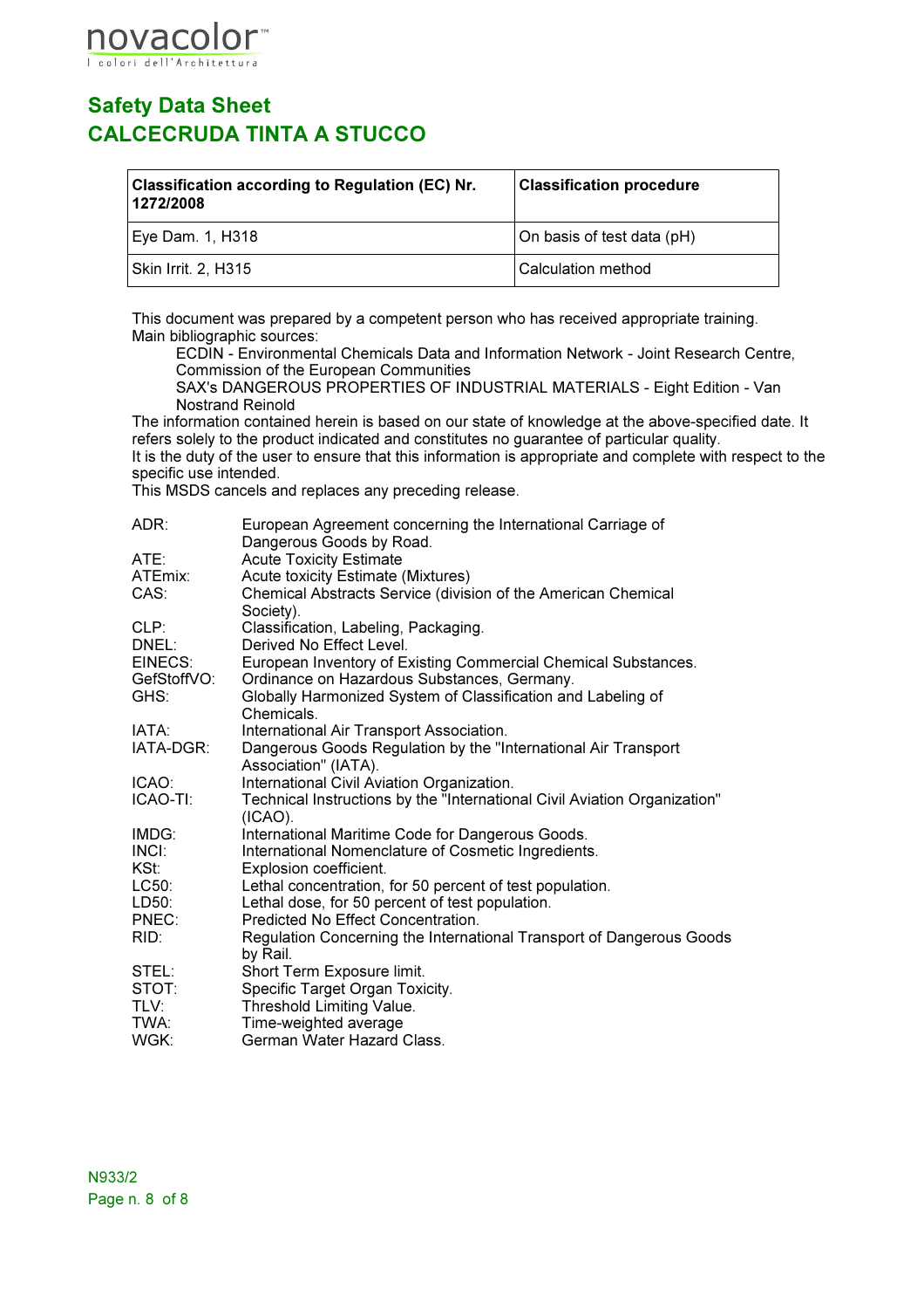## Safety Data Sheet
## CALCECRUDA TINTA A STUCCO

| Classification according to Regulation (EC) Nr. 1272/2008 | Classification procedure |
|---|---|
| Eye Dam. 1, H318 | On basis of test data (pH) |
| Skin Irrit. 2, H315 | Calculation method |

This document was prepared by a competent person who has received appropriate training.
Main bibliographic sources:

ECDIN - Environmental Chemicals Data and Information Network - Joint Research Centre, Commission of the European Communities
SAX's DANGEROUS PROPERTIES OF INDUSTRIAL MATERIALS - Eight Edition - Van Nostrand Reinold

The information contained herein is based on our state of knowledge at the above-specified date. It refers solely to the product indicated and constitutes no guarantee of particular quality.
It is the duty of the user to ensure that this information is appropriate and complete with respect to the specific use intended.
This MSDS cancels and replaces any preceding release.

| | |
|---|---|
| ADR: | European Agreement concerning the International Carriage of Dangerous Goods by Road. |
| ATE: | Acute Toxicity Estimate |
| ATEmix: | Acute toxicity Estimate (Mixtures) |
| CAS: | Chemical Abstracts Service (division of the American Chemical Society). |
| CLP: | Classification, Labeling, Packaging. |
| DNEL: | Derived No Effect Level. |
| EINECS: | European Inventory of Existing Commercial Chemical Substances. |
| GefStoffVO: | Ordinance on Hazardous Substances, Germany. |
| GHS: | Globally Harmonized System of Classification and Labeling of Chemicals. |
| IATA: | International Air Transport Association. |
| IATA-DGR: | Dangerous Goods Regulation by the "International Air Transport Association" (IATA). |
| ICAO: | International Civil Aviation Organization. |
| ICAO-TI: | Technical Instructions by the "International Civil Aviation Organization" (ICAO). |
| IMDG: | International Maritime Code for Dangerous Goods. |
| INCI: | International Nomenclature of Cosmetic Ingredients. |
| KSt: | Explosion coefficient. |
| LC50: | Lethal concentration, for 50 percent of test population. |
| LD50: | Lethal dose, for 50 percent of test population. |
| PNEC: | Predicted No Effect Concentration. |
| RID: | Regulation Concerning the International Transport of Dangerous Goods by Rail. |
| STEL: | Short Term Exposure limit. |
| STOT: | Specific Target Organ Toxicity. |
| TLV: | Threshold Limiting Value. |
| TWA: | Time-weighted average |
| WGK: | German Water Hazard Class. |

N933/2